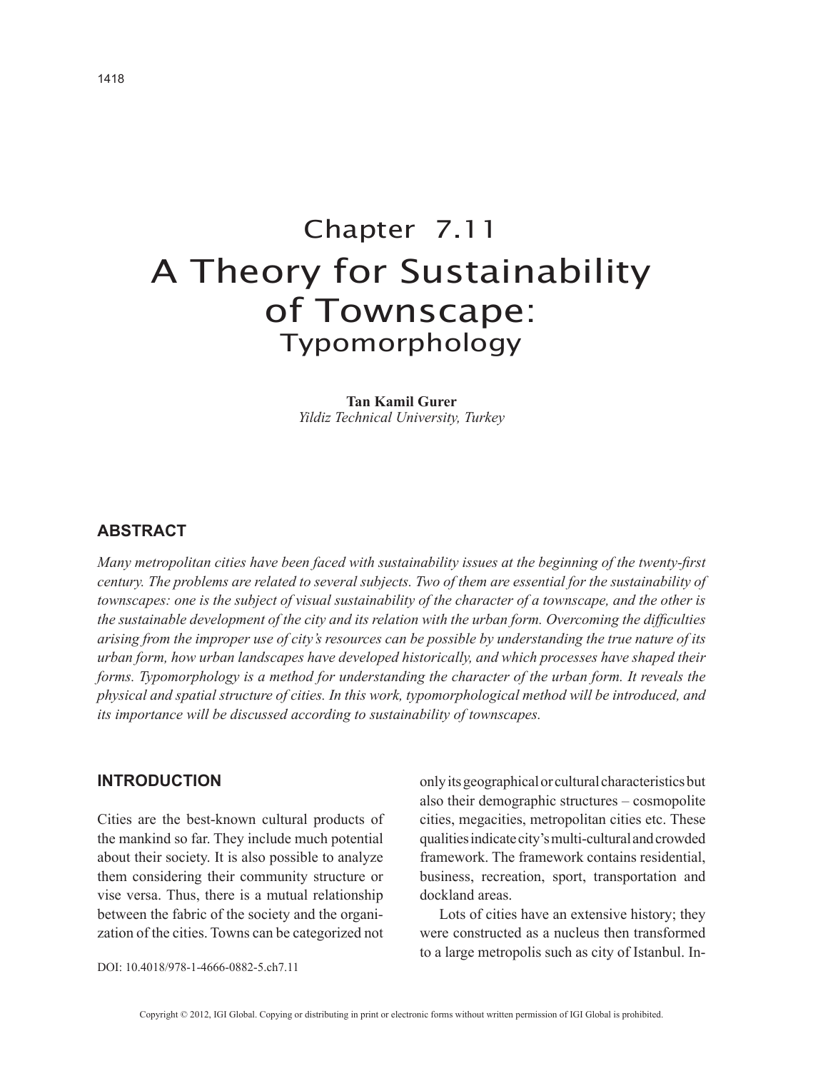# Chapter 7.11
# A Theory for Sustainability of Townscape: Typomorphology

**Tan Kamil Gurer**
*Yildiz Technical University, Turkey*

## ABSTRACT

*Many metropolitan cities have been faced with sustainability issues at the beginning of the twenty-first century. The problems are related to several subjects. Two of them are essential for the sustainability of townscapes: one is the subject of visual sustainability of the character of a townscape, and the other is the sustainable development of the city and its relation with the urban form. Overcoming the difficulties arising from the improper use of city's resources can be possible by understanding the true nature of its urban form, how urban landscapes have developed historically, and which processes have shaped their forms. Typomorphology is a method for understanding the character of the urban form. It reveals the physical and spatial structure of cities. In this work, typomorphological method will be introduced, and its importance will be discussed according to sustainability of townscapes.*

## INTRODUCTION

Cities are the best-known cultural products of the mankind so far. They include much potential about their society. It is also possible to analyze them considering their community structure or vise versa. Thus, there is a mutual relationship between the fabric of the society and the organization of the cities. Towns can be categorized not only its geographical or cultural characteristics but also their demographic structures – cosmopolite cities, megacities, metropolitan cities etc. These qualities indicate city's multi-cultural and crowded framework. The framework contains residential, business, recreation, sport, transportation and dockland areas.

Lots of cities have an extensive history; they were constructed as a nucleus then transformed to a large metropolis such as city of Istanbul. In-

DOI: 10.4018/978-1-4666-0882-5.ch7.11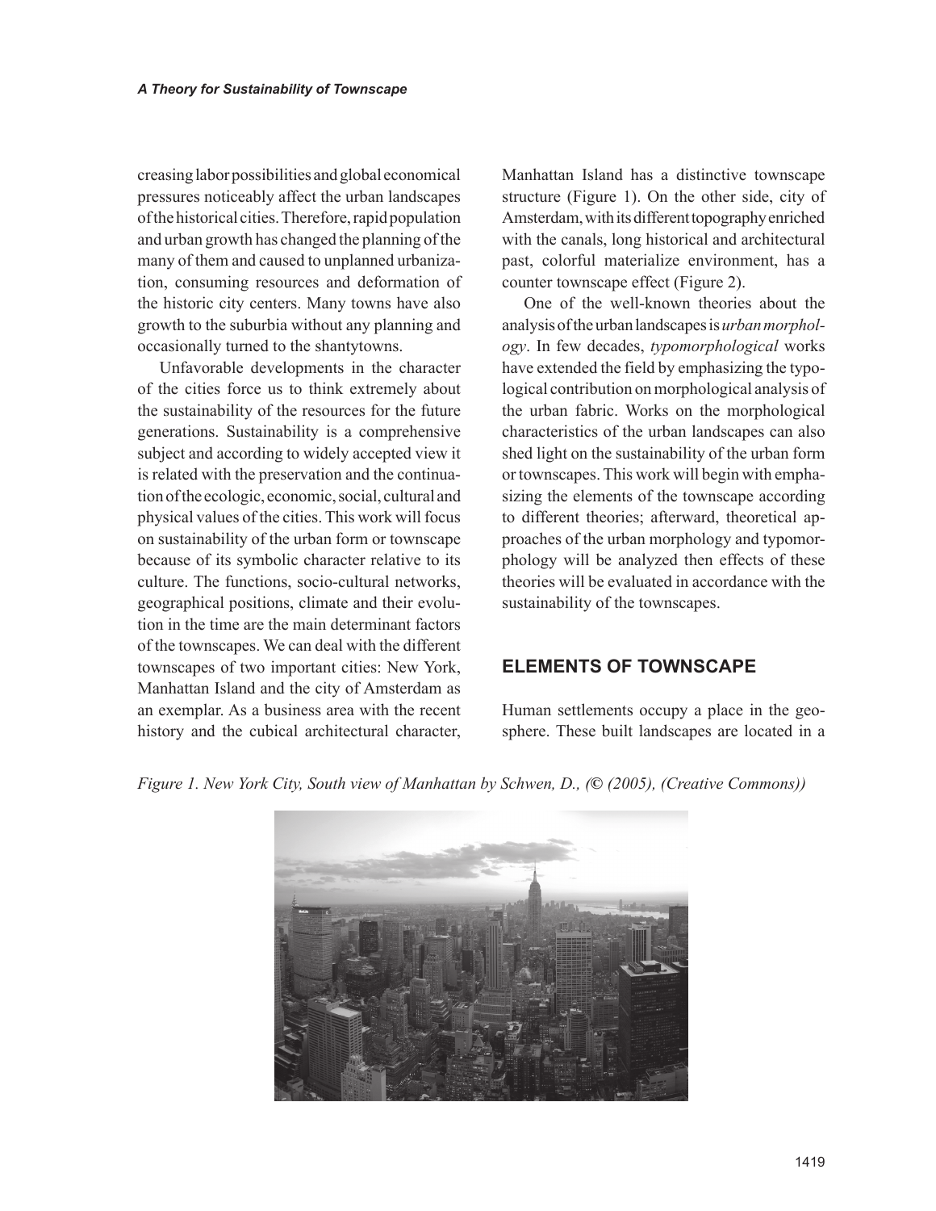creasing labor possibilities and global economical pressures noticeably affect the urban landscapes of the historical cities. Therefore, rapid population and urban growth has changed the planning of the many of them and caused to unplanned urbanization, consuming resources and deformation of the historic city centers. Many towns have also growth to the suburbia without any planning and occasionally turned to the shantytowns.

Unfavorable developments in the character of the cities force us to think extremely about the sustainability of the resources for the future generations. Sustainability is a comprehensive subject and according to widely accepted view it is related with the preservation and the continuation of the ecologic, economic, social, cultural and physical values of the cities. This work will focus on sustainability of the urban form or townscape because of its symbolic character relative to its culture. The functions, socio-cultural networks, geographical positions, climate and their evolution in the time are the main determinant factors of the townscapes. We can deal with the different townscapes of two important cities: New York, Manhattan Island and the city of Amsterdam as an exemplar. As a business area with the recent history and the cubical architectural character, Manhattan Island has a distinctive townscape structure (Figure 1). On the other side, city of Amsterdam, with its different topography enriched with the canals, long historical and architectural past, colorful materialize environment, has a counter townscape effect (Figure 2).

One of the well-known theories about the analysis of the urban landscapes is *urban morphology*. In few decades, *typomorphological* works have extended the field by emphasizing the typological contribution on morphological analysis of the urban fabric. Works on the morphological characteristics of the urban landscapes can also shed light on the sustainability of the urban form or townscapes. This work will begin with emphasizing the elements of the townscape according to different theories; afterward, theoretical approaches of the urban morphology and typomorphology will be analyzed then effects of these theories will be evaluated in accordance with the sustainability of the townscapes.

## ELEMENTS OF TOWNSCAPE

Human settlements occupy a place in the geosphere. These built landscapes are located in a

*Figure 1. New York City, South view of Manhattan by Schwen, D., (© (2005), (Creative Commons))*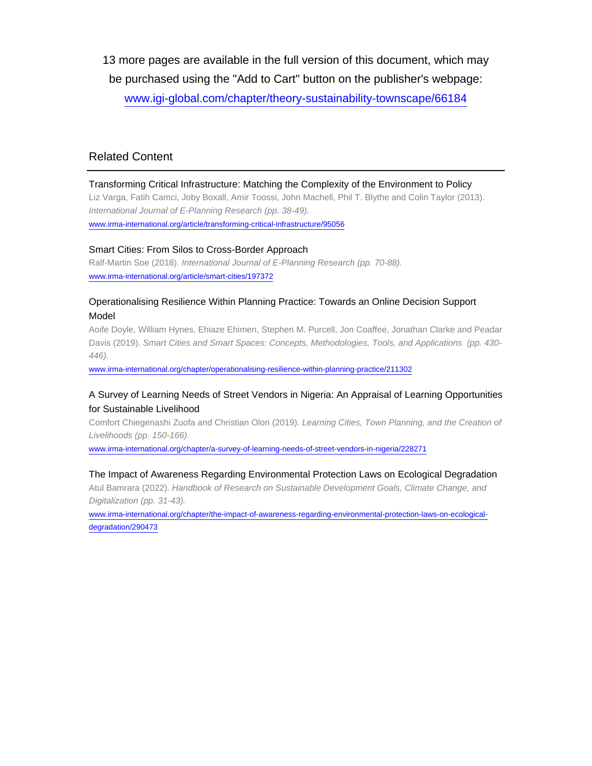13 more pages are available in the full version of this document, which may be purchased using the "Add to Cart" button on the publisher's webpage: [www.igi-global.com/chapter/theory-sustainability-townscape/66184](www.igi-global.com/chapter/theory-sustainability-townscape/66184)

## Related Content

Transforming Critical Infrastructure: Matching the Complexity of the Environment to Policy
Liz Varga, Fatih Camci, Joby Boxall, Amir Toossi, John Machell, Phil T. Blythe and Colin Taylor (2013). *International Journal of E-Planning Research (pp. 38-49).*
[www.irma-international.org/article/transforming-critical-infrastructure/95056](www.irma-international.org/article/transforming-critical-infrastructure/95056)

Smart Cities: From Silos to Cross-Border Approach
Ralf-Martin Soe (2018). *International Journal of E-Planning Research (pp. 70-88).*
[www.irma-international.org/article/smart-cities/197372](www.irma-international.org/article/smart-cities/197372)

Operationalising Resilience Within Planning Practice: Towards an Online Decision Support Model
Aoife Doyle, William Hynes, Ehiaze Ehimen, Stephen M. Purcell, Jon Coaffee, Jonathan Clarke and Peadar Davis (2019). *Smart Cities and Smart Spaces: Concepts, Methodologies, Tools, and Applications (pp. 430-446).*
[www.irma-international.org/chapter/operationalising-resilience-within-planning-practice/211302](www.irma-international.org/chapter/operationalising-resilience-within-planning-practice/211302)

A Survey of Learning Needs of Street Vendors in Nigeria: An Appraisal of Learning Opportunities for Sustainable Livelihood
Comfort Chiegenashi Zuofa and Christian Olori (2019). *Learning Cities, Town Planning, and the Creation of Livelihoods (pp. 150-166).*
[www.irma-international.org/chapter/a-survey-of-learning-needs-of-street-vendors-in-nigeria/228271](www.irma-international.org/chapter/a-survey-of-learning-needs-of-street-vendors-in-nigeria/228271)

The Impact of Awareness Regarding Environmental Protection Laws on Ecological Degradation
Atul Bamrara (2022). *Handbook of Research on Sustainable Development Goals, Climate Change, and Digitalization (pp. 31-43).*
[www.irma-international.org/chapter/the-impact-of-awareness-regarding-environmental-protection-laws-on-ecological-degradation/290473](www.irma-international.org/chapter/the-impact-of-awareness-regarding-environmental-protection-laws-on-ecological-degradation/290473)